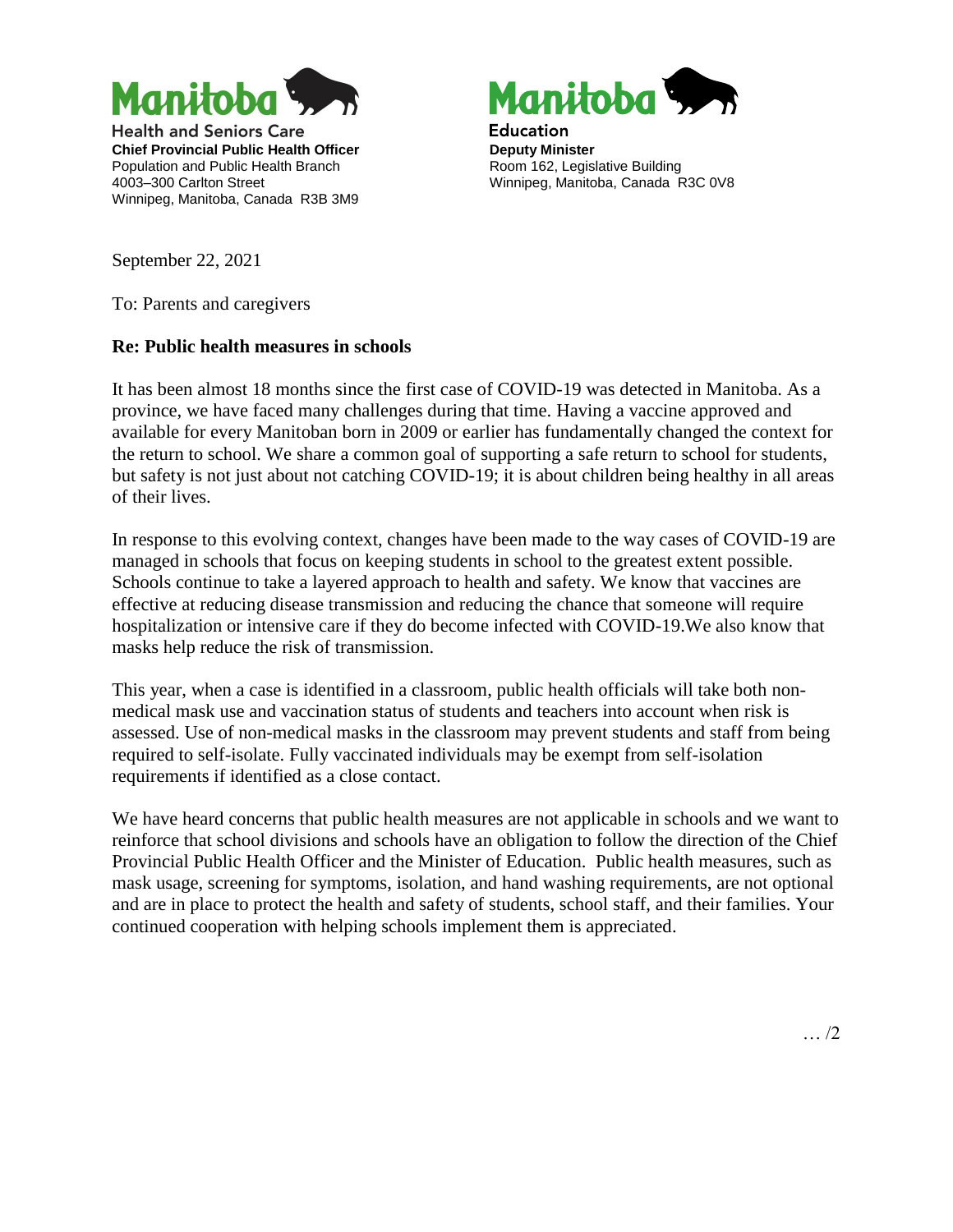Manitoba

Health and Seniors Care
**Chief Provincial Public Health Officer**
Population and Public Health Branch
4003–300 Carlton Street
Winnipeg, Manitoba, Canada R3B 3M9

Manitoba

Education
**Deputy Minister**
Room 162, Legislative Building
Winnipeg, Manitoba, Canada R3C 0V8

September 22, 2021

To: Parents and caregivers

**Re: Public health measures in schools**

It has been almost 18 months since the first case of COVID-19 was detected in Manitoba. As a province, we have faced many challenges during that time. Having a vaccine approved and available for every Manitoban born in 2009 or earlier has fundamentally changed the context for the return to school. We share a common goal of supporting a safe return to school for students, but safety is not just about not catching COVID-19; it is about children being healthy in all areas of their lives.

In response to this evolving context, changes have been made to the way cases of COVID-19 are managed in schools that focus on keeping students in school to the greatest extent possible. Schools continue to take a layered approach to health and safety. We know that vaccines are effective at reducing disease transmission and reducing the chance that someone will require hospitalization or intensive care if they do become infected with COVID-19.We also know that masks help reduce the risk of transmission.

This year, when a case is identified in a classroom, public health officials will take both non-medical mask use and vaccination status of students and teachers into account when risk is assessed. Use of non-medical masks in the classroom may prevent students and staff from being required to self-isolate. Fully vaccinated individuals may be exempt from self-isolation requirements if identified as a close contact.

We have heard concerns that public health measures are not applicable in schools and we want to reinforce that school divisions and schools have an obligation to follow the direction of the Chief Provincial Public Health Officer and the Minister of Education. Public health measures, such as mask usage, screening for symptoms, isolation, and hand washing requirements, are not optional and are in place to protect the health and safety of students, school staff, and their families. Your continued cooperation with helping schools implement them is appreciated.

… /2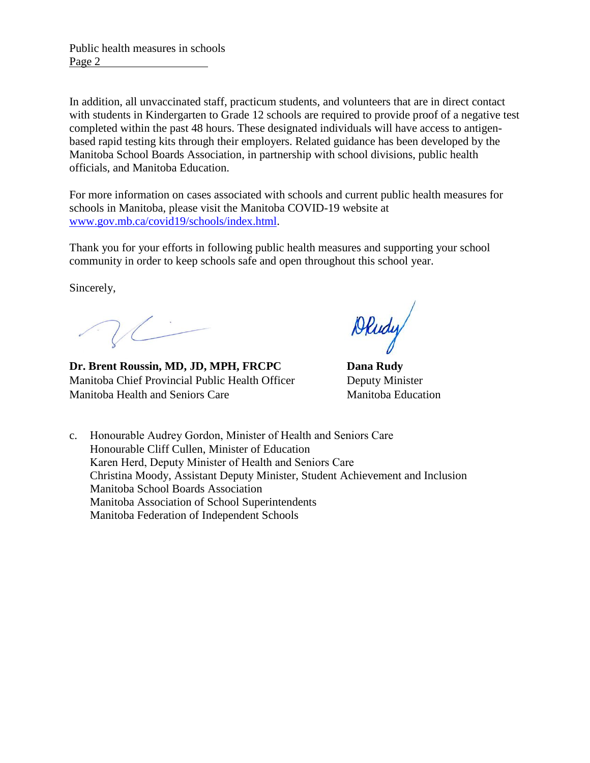In addition, all unvaccinated staff, practicum students, and volunteers that are in direct contact with students in Kindergarten to Grade 12 schools are required to provide proof of a negative test completed within the past 48 hours. These designated individuals will have access to antigen-based rapid testing kits through their employers. Related guidance has been developed by the Manitoba School Boards Association, in partnership with school divisions, public health officials, and Manitoba Education.

For more information on cases associated with schools and current public health measures for schools in Manitoba, please visit the Manitoba COVID-19 website at www.gov.mb.ca/covid19/schools/index.html.

Thank you for your efforts in following public health measures and supporting your school community in order to keep schools safe and open throughout this school year.

Sincerely,

**Dr. Brent Roussin, MD, JD, MPH, FRCPC**
Manitoba Chief Provincial Public Health Officer
Manitoba Health and Seniors Care

**Dana Rudy**
Deputy Minister
Manitoba Education

c. Honourable Audrey Gordon, Minister of Health and Seniors Care
Honourable Cliff Cullen, Minister of Education
Karen Herd, Deputy Minister of Health and Seniors Care
Christina Moody, Assistant Deputy Minister, Student Achievement and Inclusion
Manitoba School Boards Association
Manitoba Association of School Superintendents
Manitoba Federation of Independent Schools